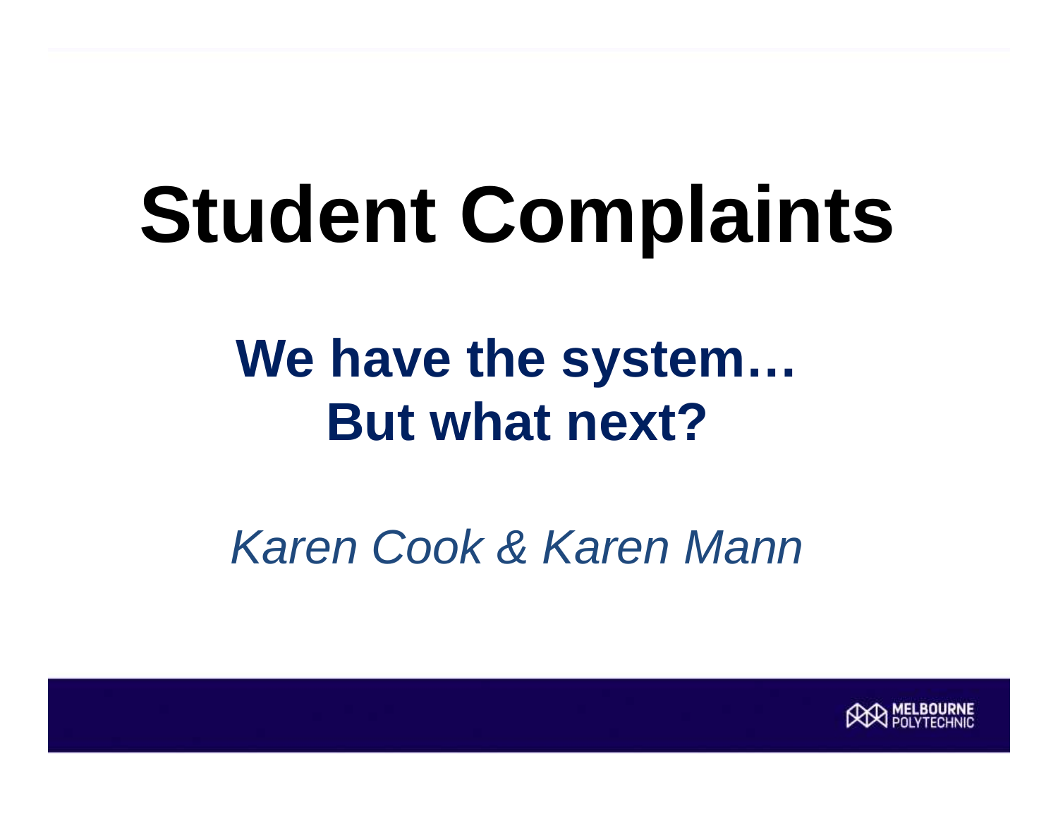# Student Complaints

## We have the system… But what next?

*Karen Cook & Karen Mann*

MELBOURNE POLYTECHNIC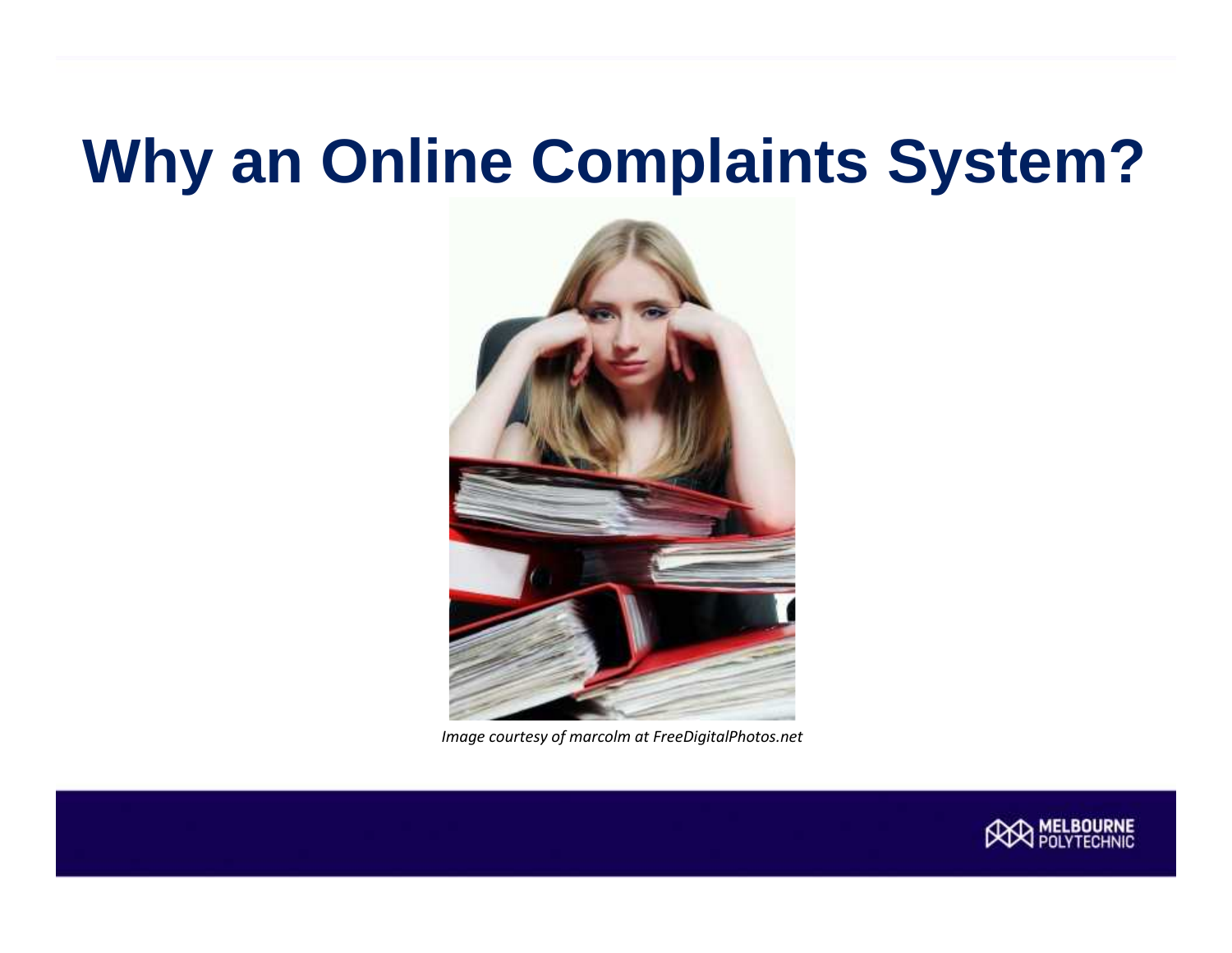# Why an Online Complaints System?

*Image courtesy of marcolm at FreeDigitalPhotos.net*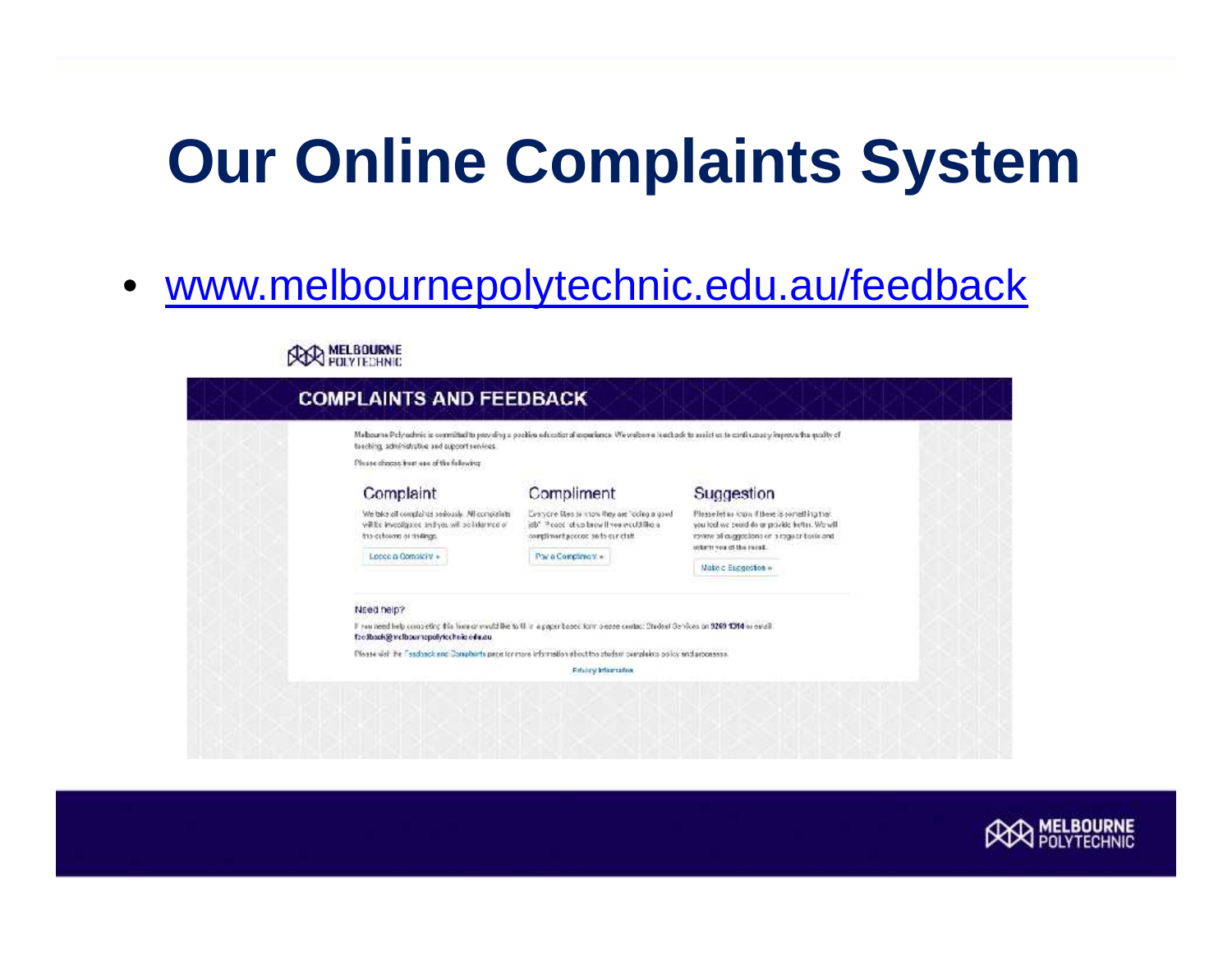# Our Online Complaints System

- www.melbournepolytechnic.edu.au/feedback

MELBOURNE POLYTECHNIC

## COMPLAINTS AND FEEDBACK

Melbourne Polytechnic is committed to providing a positive educational experience. We welcome feedback to assist us to continuously improve the quality of teaching, administrative and support services.

Please choose from one of the following:

### Complaint

We take all complaints seriously. All complaints will be investigated and you will be informed of the outcome or findings.

Lodge a Complaint »

### Compliment

Everyone likes to know they are "doing a good job". Please let us know if you would like a compliment passed on to our staff.

Pay a Compliment »

### Suggestion

Please let us know if there is something that you feel we could do or provide better. We will review all suggestions on a regular basis and inform you of the result.

Make a Suggestion »

Need help?

If you need help completing this form or would like to fill in a paper based form please contact Student Services on 9269 1314 or email feedback@melbournepolytechnic.edu.au

Please visit the Feedback and Complaints page for more information about the student complaints policy and processes.

Privacy Information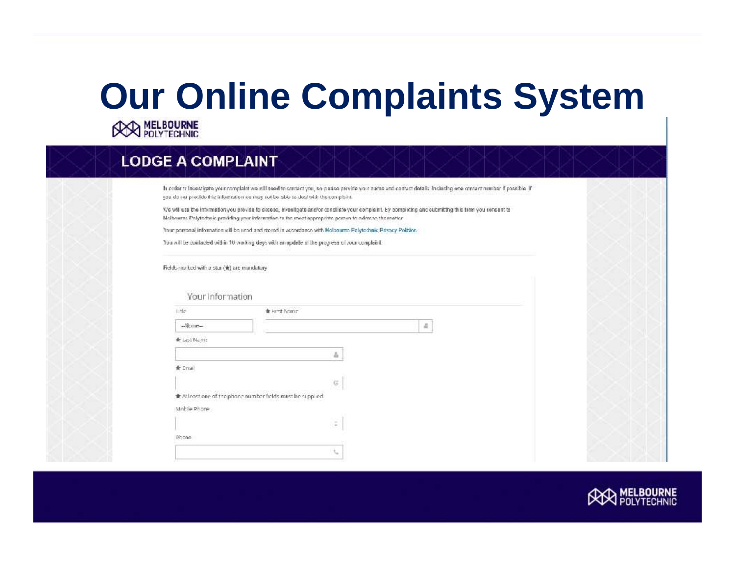# Our Online Complaints System

MELBOURNE POLYTECHNIC

## LODGE A COMPLAINT

In order to investigate your complaint we will need to contact you, so please provide your name and contact details, including one contact number if possible. If you do not provide this information we may not be able to deal with the complaint.

We will use the information you provide to assess, investigate and/or conciliate your complaint. By completing and submitting this form you consent to Melbourne Polytechnic providing your information to the most appropriate person to address the matter.

Your personal information will be used and stored in accordance with Melbourne Polytechnic Privacy Policies.

You will be contacted within 10 working days with an update of the progress of your complaint.

Fields marked with a star (★) are mandatory

### Your Information

Title

--None--

★ First Name

★ Last Name

★ Email

★ At least one of the phone number fields must be supplied

Mobile Phone

Phone

MELBOURNE POLYTECHNIC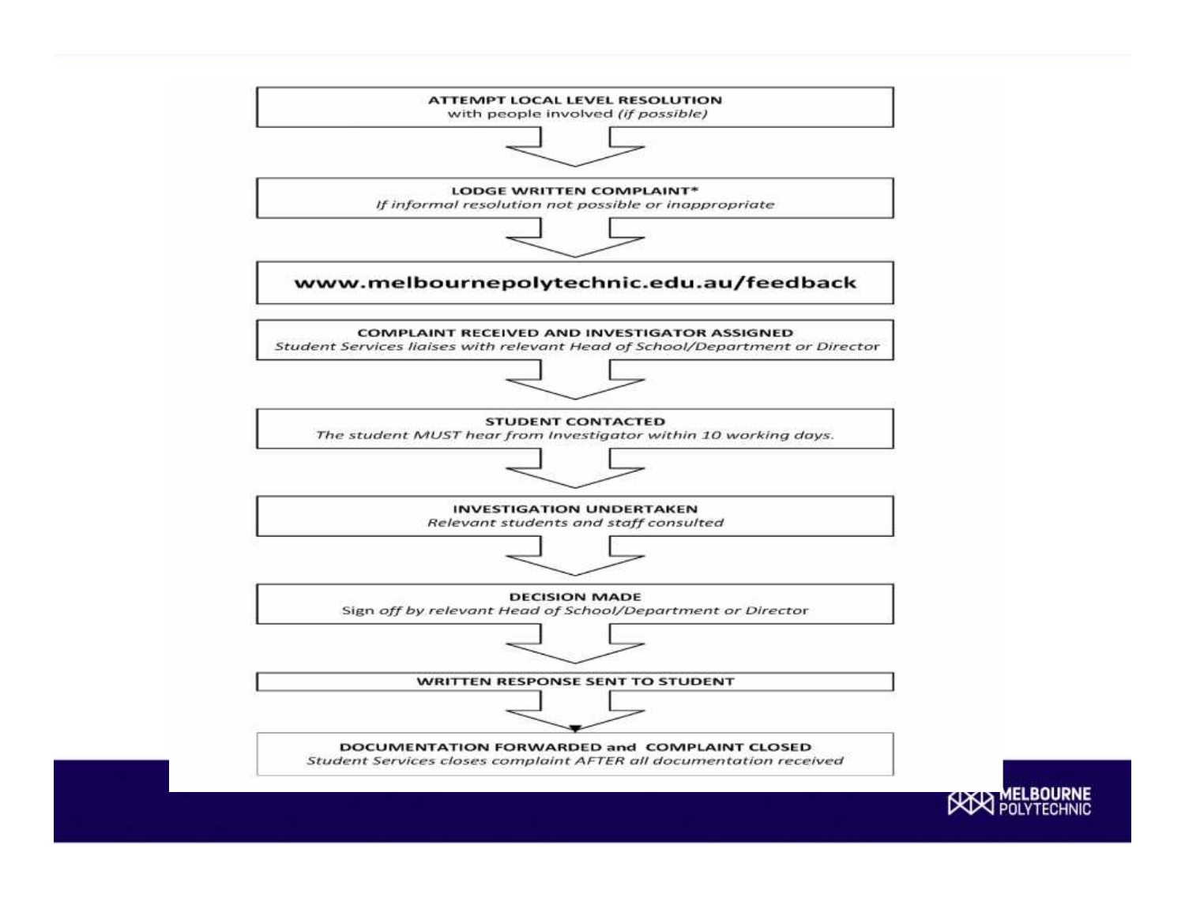**ATTEMPT LOCAL LEVEL RESOLUTION**
with people involved *(if possible)*

↓

**LODGE WRITTEN COMPLAINT***
*If informal resolution not possible or inappropriate*

↓

**www.melbournepolytechnic.edu.au/feedback**

**COMPLAINT RECEIVED AND INVESTIGATOR ASSIGNED**
*Student Services liaises with relevant Head of School/Department or Director*

↓

**STUDENT CONTACTED**
*The student MUST hear from Investigator within 10 working days.*

↓

**INVESTIGATION UNDERTAKEN**
*Relevant students and staff consulted*

↓

**DECISION MADE**
Sign *off by relevant Head of School/Department or Director*

↓

**WRITTEN RESPONSE SENT TO STUDENT**

↓

**DOCUMENTATION FORWARDED and COMPLAINT CLOSED**
*Student Services closes complaint AFTER all documentation received*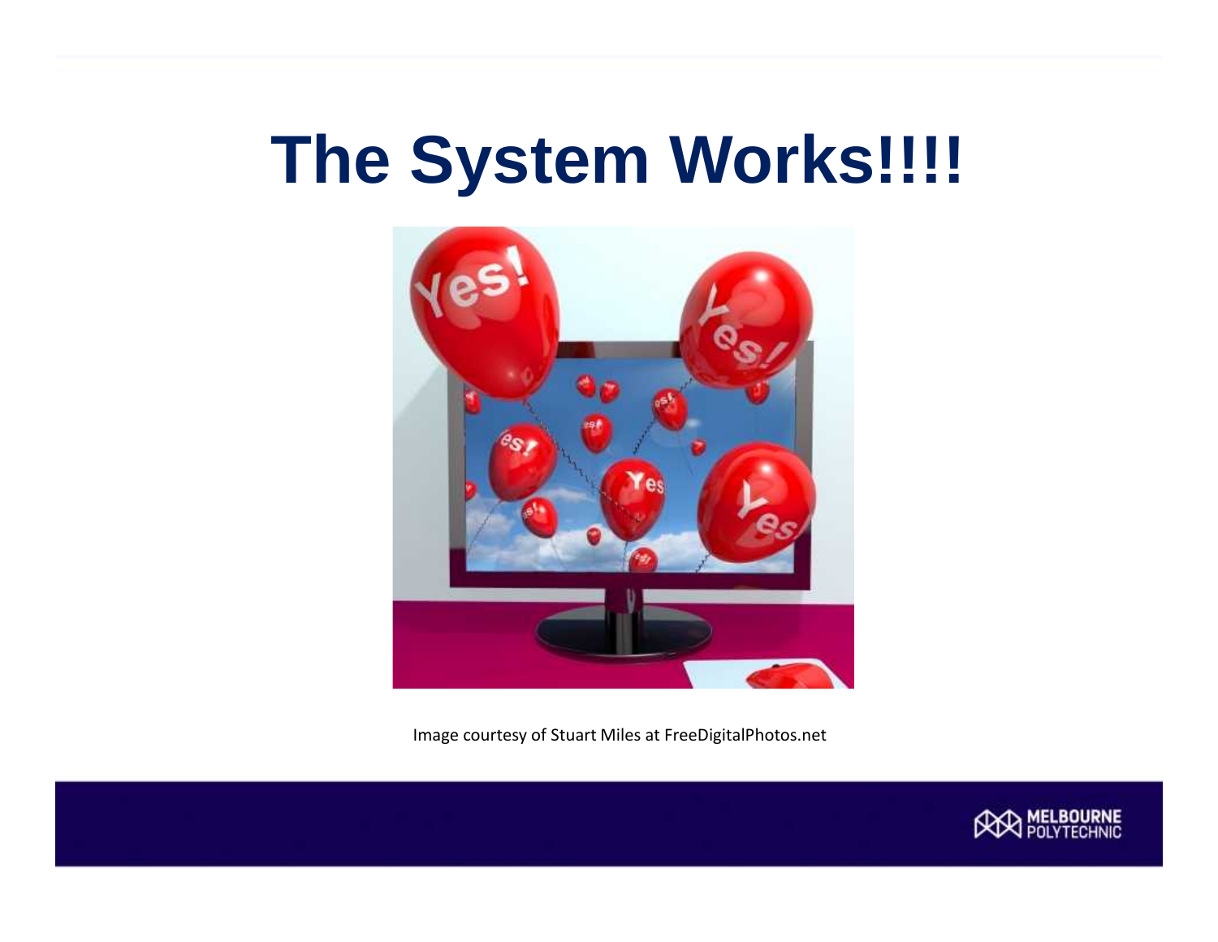# The System Works!!!!

Image courtesy of Stuart Miles at FreeDigitalPhotos.net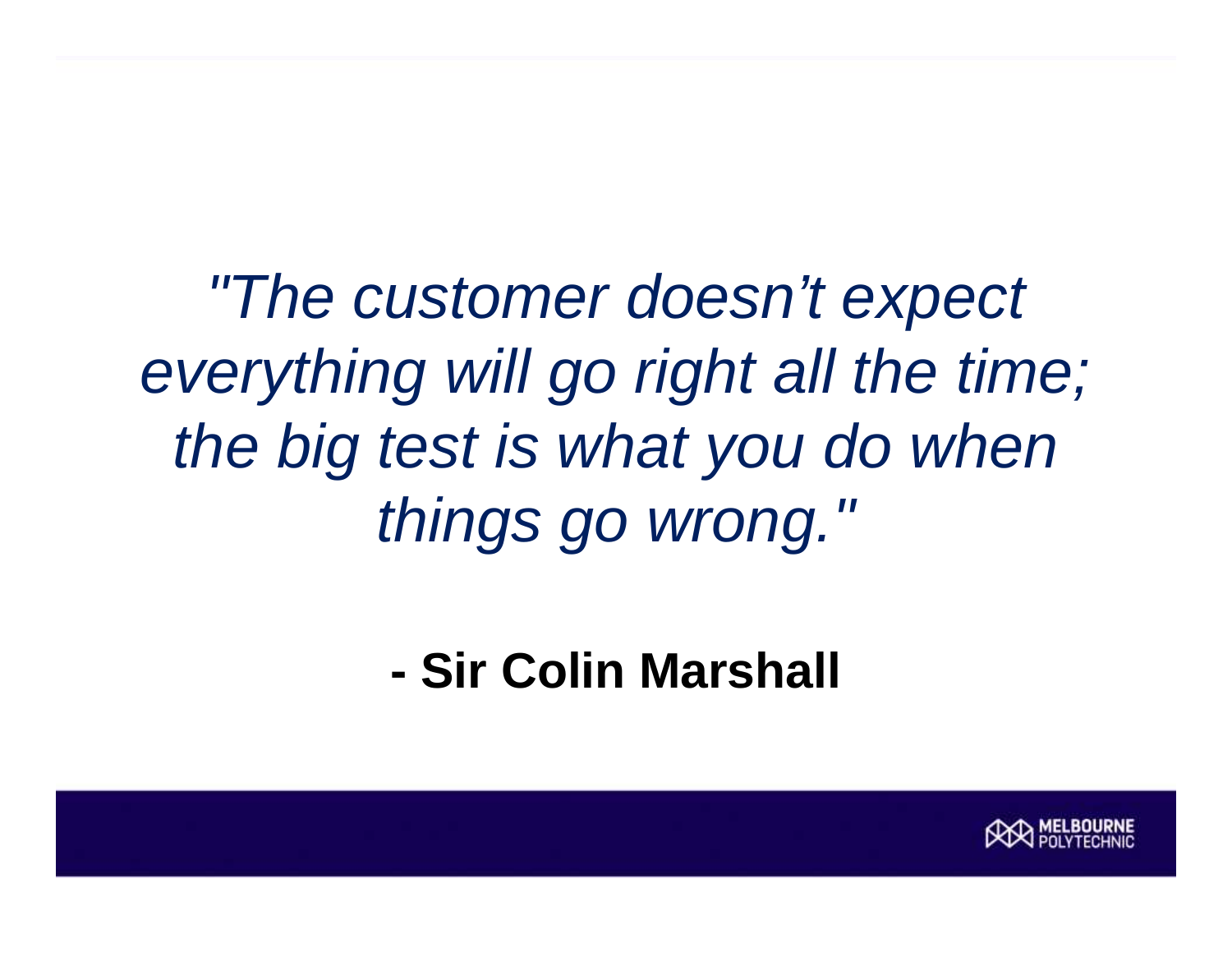*"The customer doesn't expect everything will go right all the time; the big test is what you do when things go wrong."*

**- Sir Colin Marshall**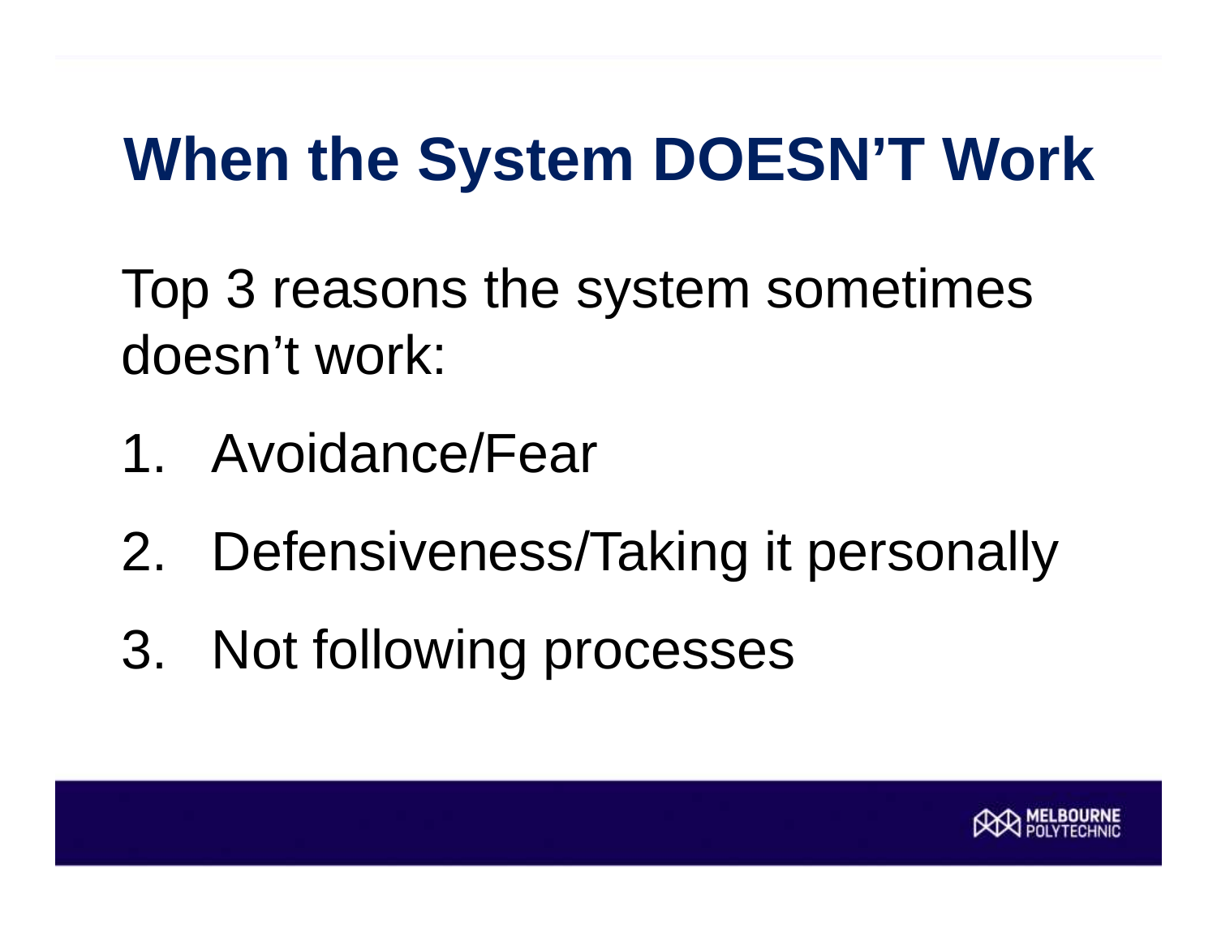# When the System DOESN'T Work

Top 3 reasons the system sometimes doesn't work:

1. Avoidance/Fear
2. Defensiveness/Taking it personally
3. Not following processes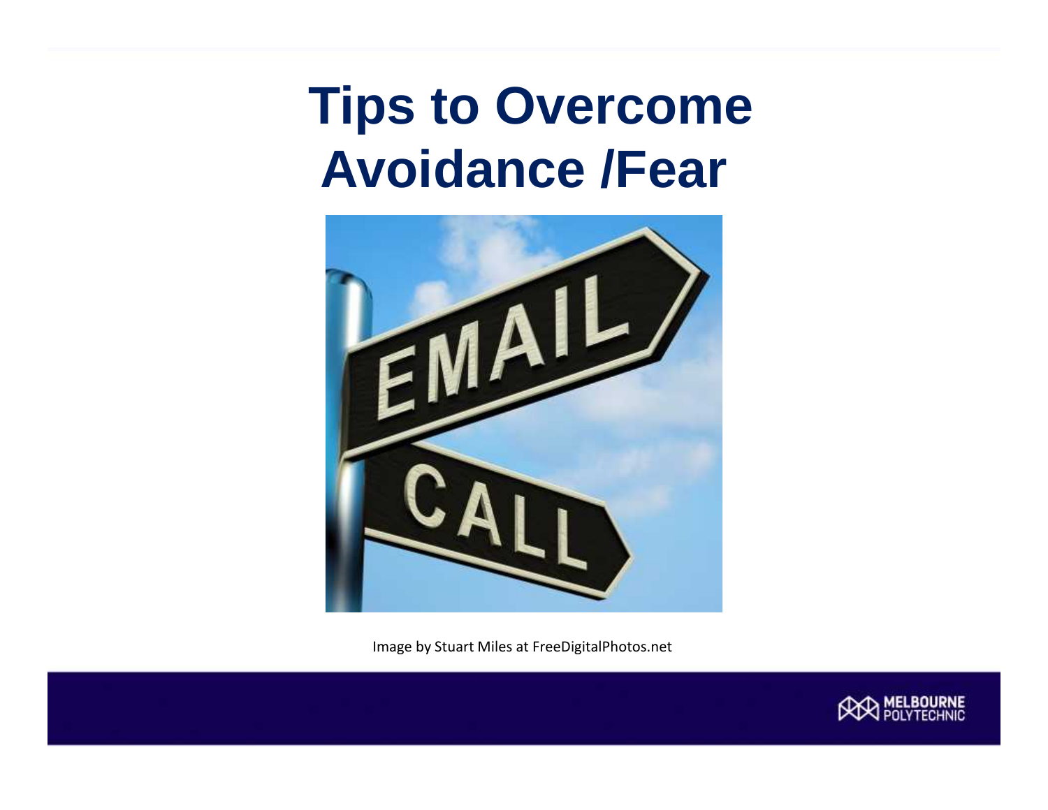# Tips to Overcome Avoidance /Fear

Image by Stuart Miles at FreeDigitalPhotos.net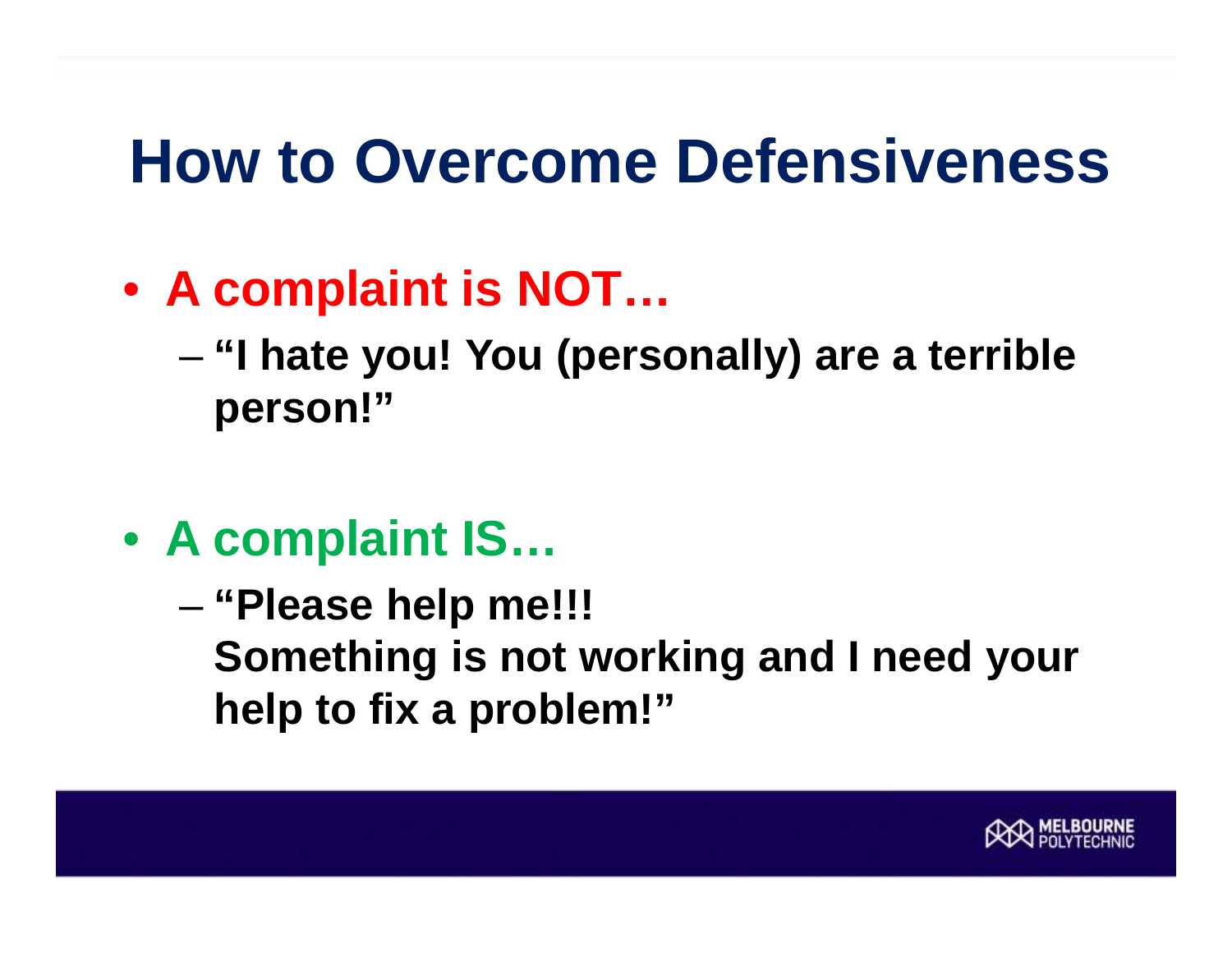# How to Overcome Defensiveness

- **A complaint is NOT…**
  - **"I hate you! You (personally) are a terrible person!"**

- **A complaint IS…**
  - **"Please help me!!!**
    **Something is not working and I need your help to fix a problem!"**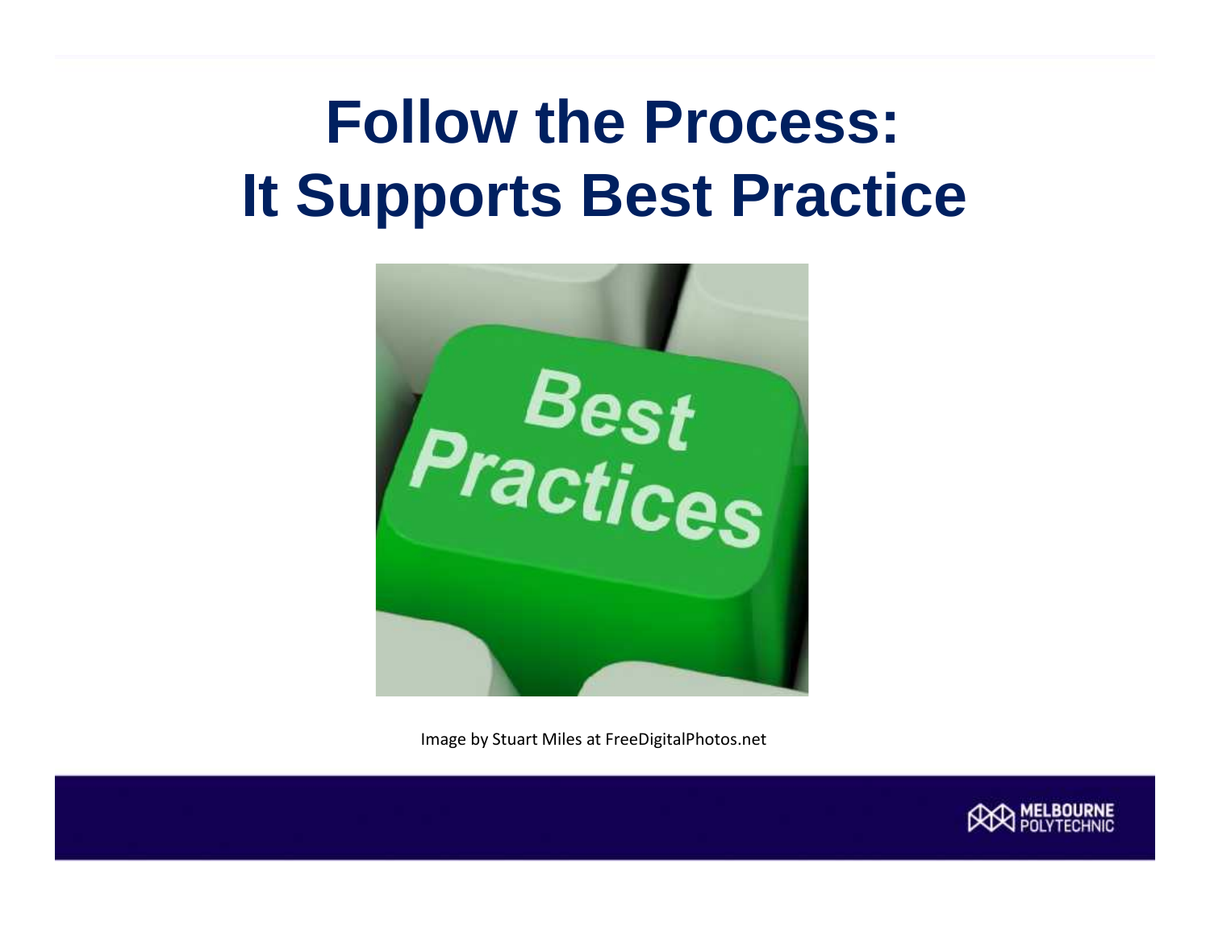# Follow the Process: It Supports Best Practice

Image by Stuart Miles at FreeDigitalPhotos.net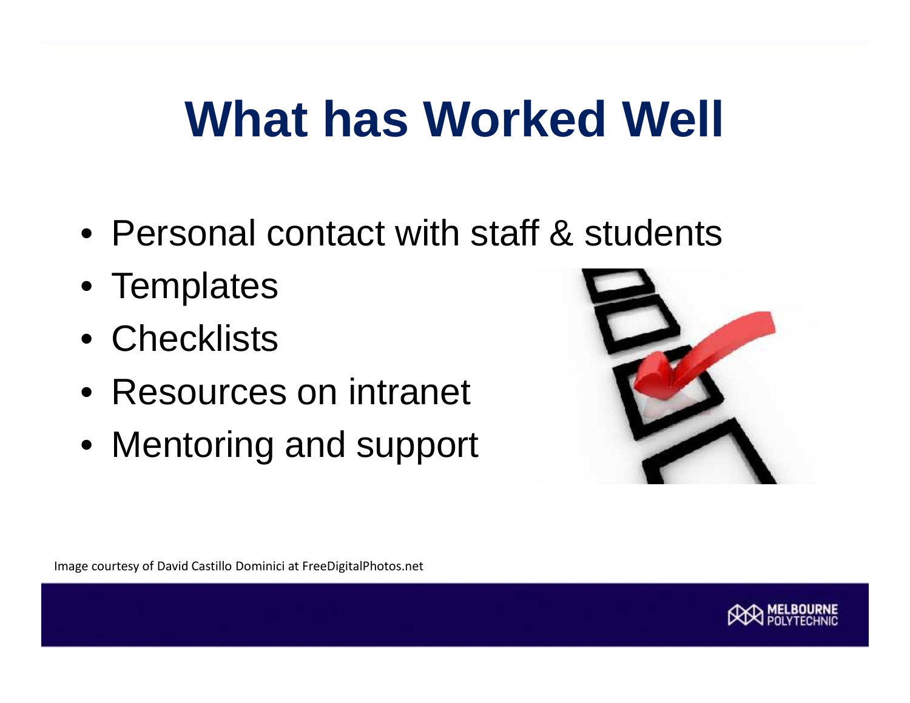# What has Worked Well

- Personal contact with staff & students
- Templates
- Checklists
- Resources on intranet
- Mentoring and support

Image courtesy of David Castillo Dominici at FreeDigitalPhotos.net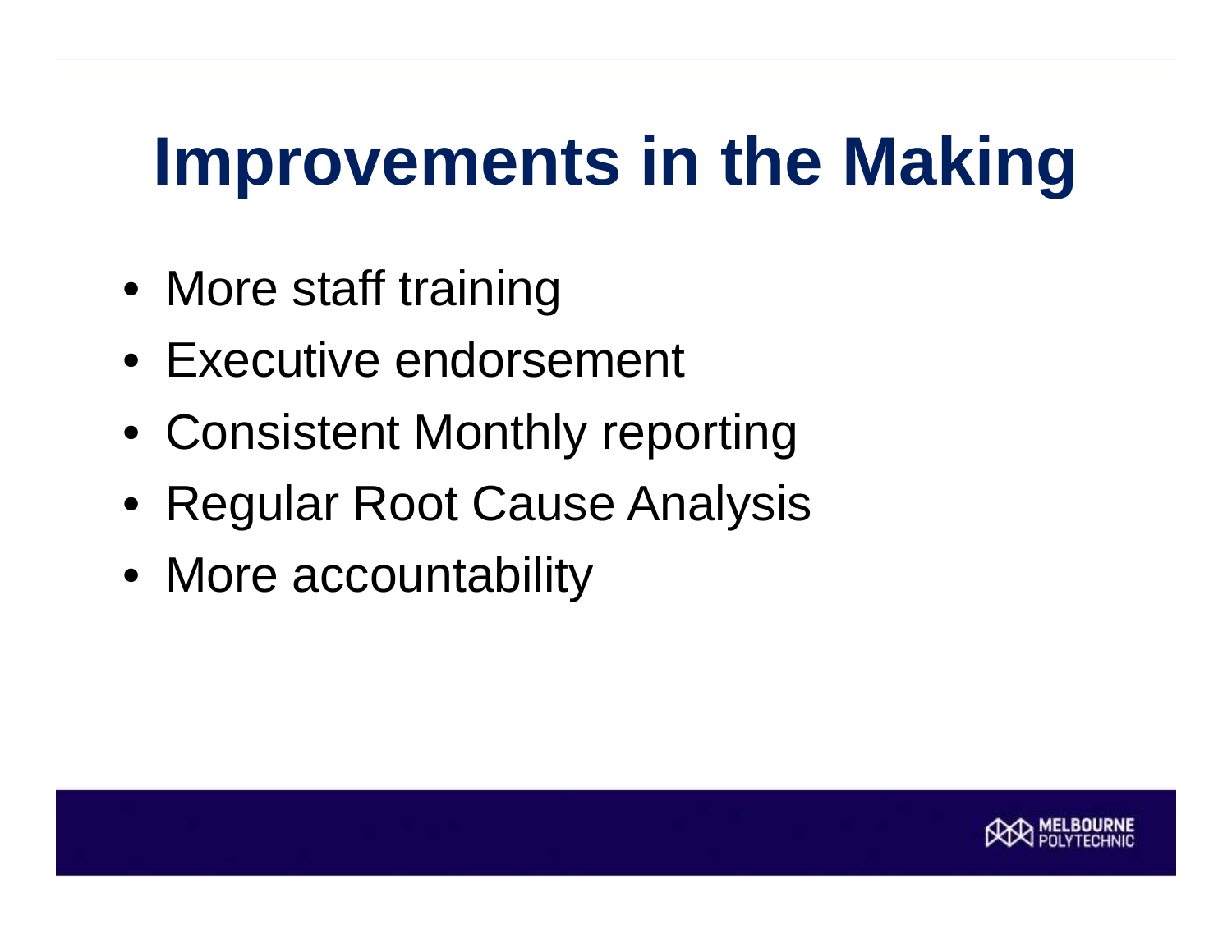# Improvements in the Making

- More staff training
- Executive endorsement
- Consistent Monthly reporting
- Regular Root Cause Analysis
- More accountability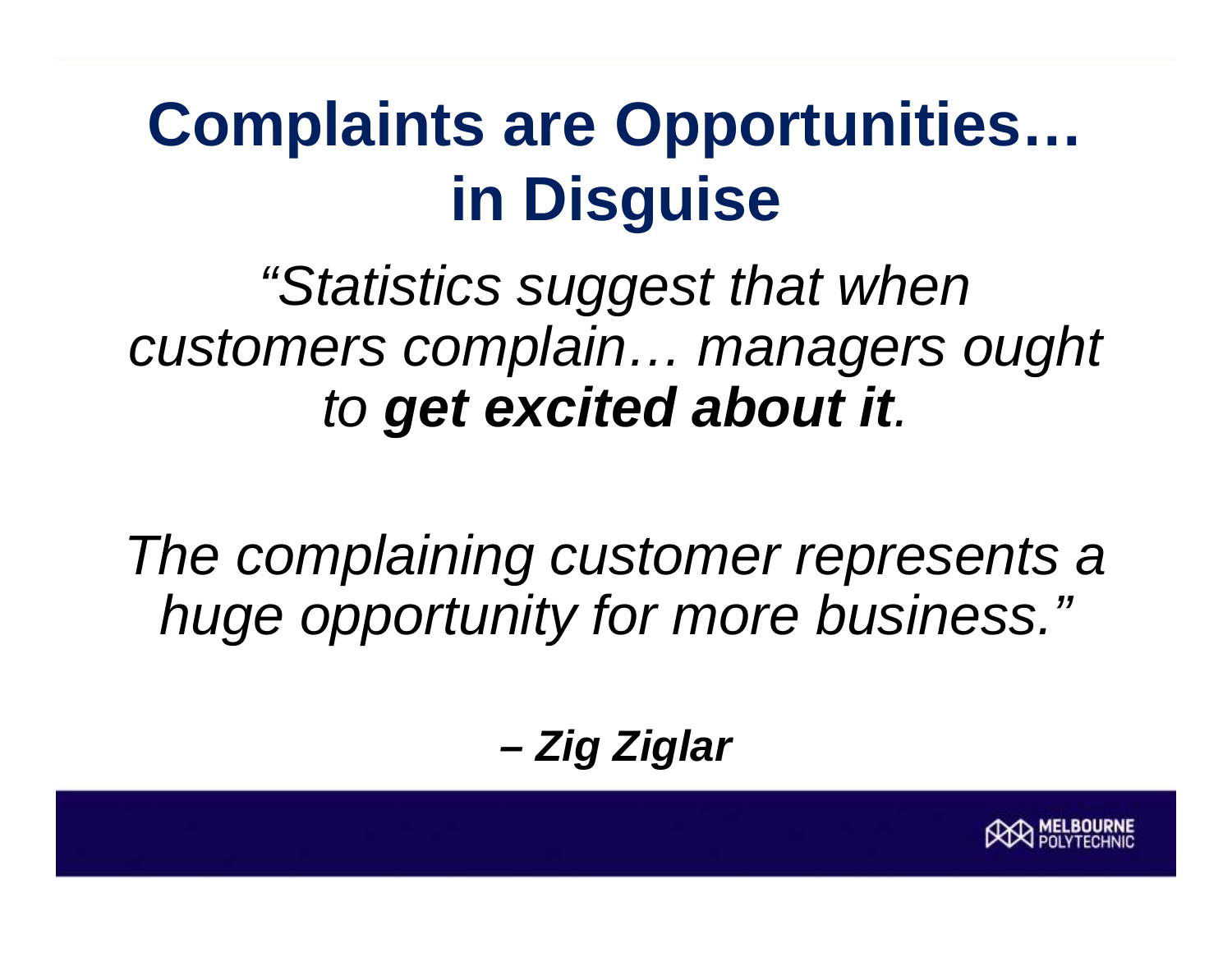# Complaints are Opportunities… in Disguise

*"Statistics suggest that when customers complain… managers ought to **get excited about it**.*

*The complaining customer represents a huge opportunity for more business."*

***– Zig Ziglar***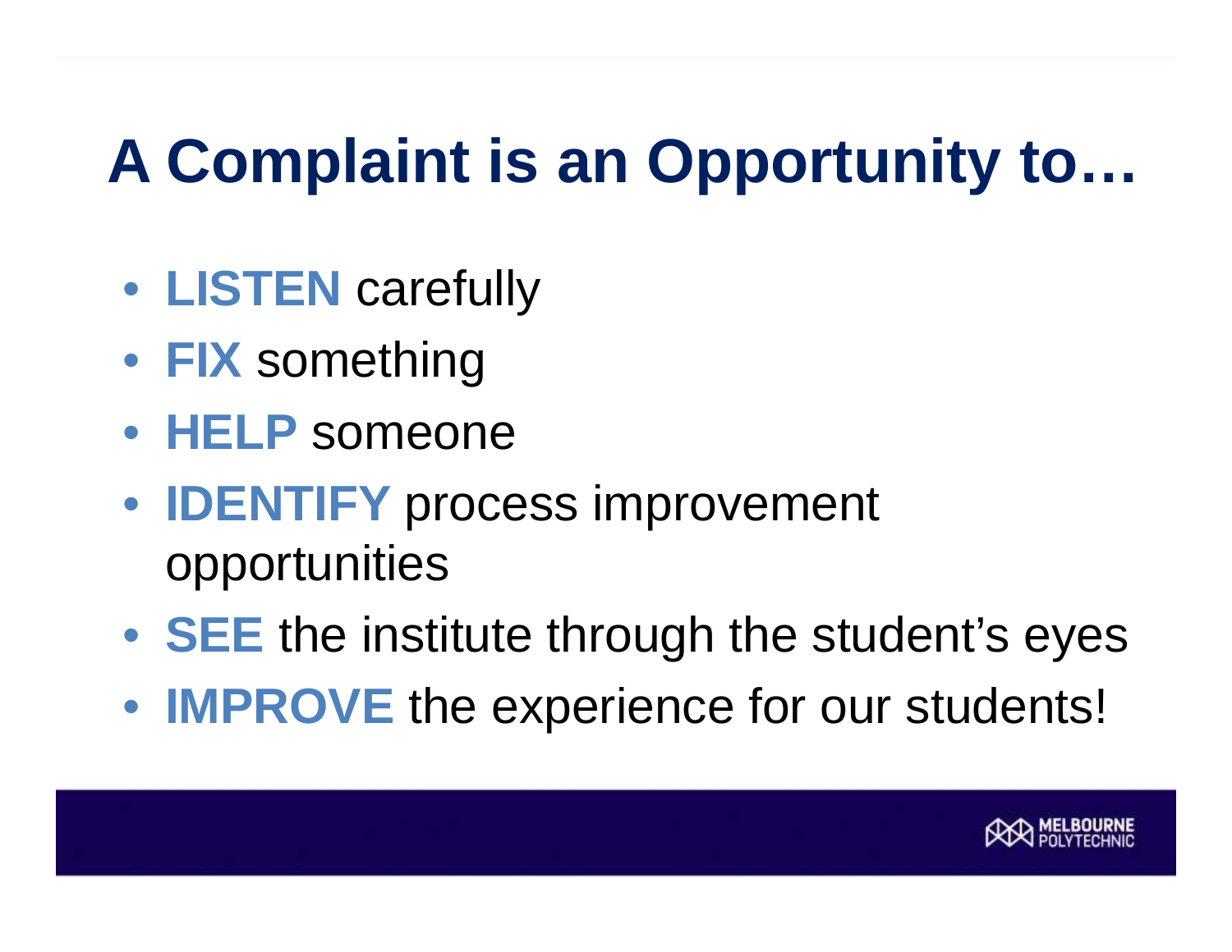# A Complaint is an Opportunity to…

- **LISTEN** carefully
- **FIX** something
- **HELP** someone
- **IDENTIFY** process improvement opportunities
- **SEE** the institute through the student's eyes
- **IMPROVE** the experience for our students!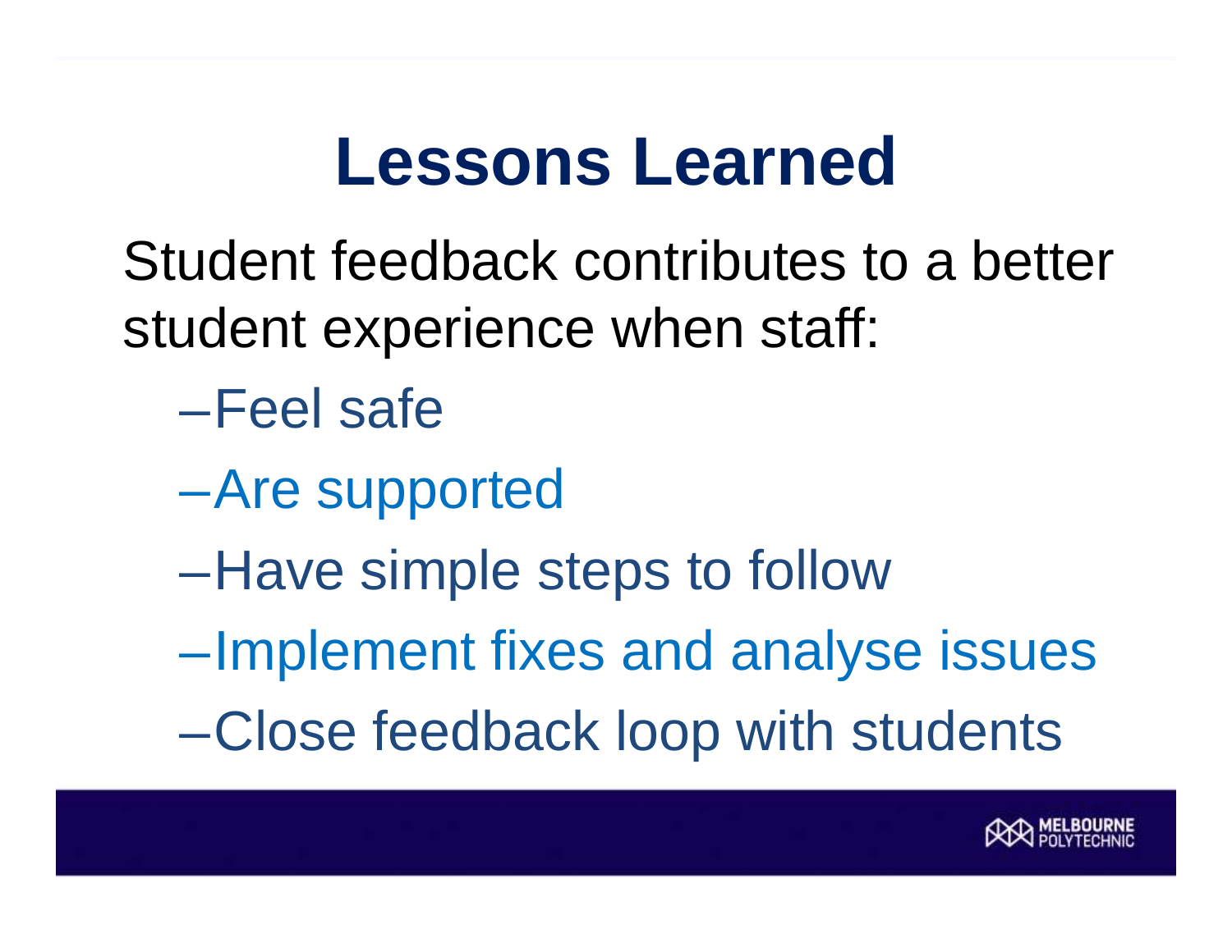# Lessons Learned

Student feedback contributes to a better student experience when staff:

- Feel safe
- Are supported
- Have simple steps to follow
- Implement fixes and analyse issues
- Close feedback loop with students